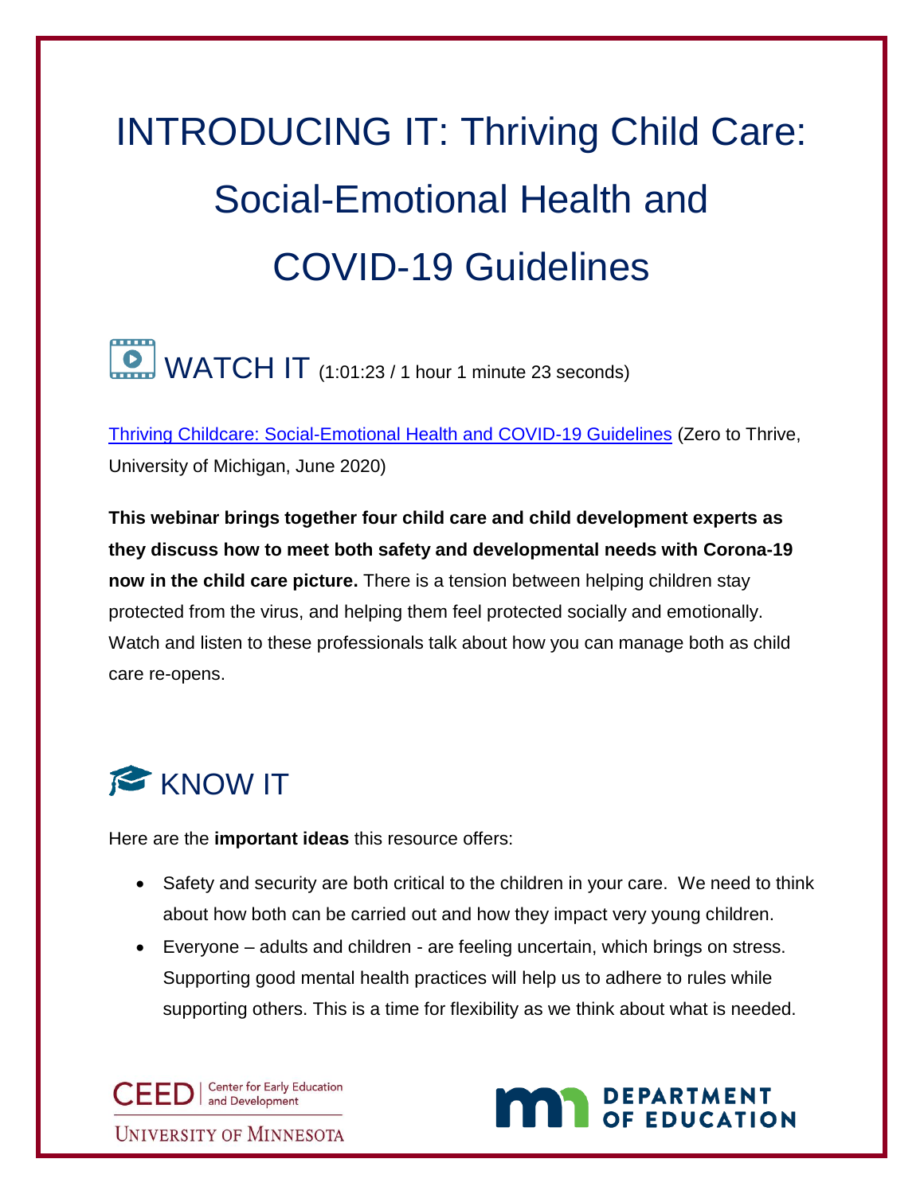# INTRODUCING IT: Thriving Child Care: Social-Emotional Health and COVID-19 Guidelines

## WATCH IT (1:01:23 / 1 hour 1 minute 23 seconds)

[Thriving Childcare: Social-Emotional Health and COVID-19 Guidelines](#) (Zero to Thrive, University of Michigan, June 2020)

**This webinar brings together four child care and child development experts as they discuss how to meet both safety and developmental needs with Corona-19 now in the child care picture.** There is a tension between helping children stay protected from the virus, and helping them feel protected socially and emotionally. Watch and listen to these professionals talk about how you can manage both as child care re-opens.

## KNOW IT

Here are the **important ideas** this resource offers:

- Safety and security are both critical to the children in your care. We need to think about how both can be carried out and how they impact very young children.
- Everyone – adults and children - are feeling uncertain, which brings on stress. Supporting good mental health practices will help us to adhere to rules while supporting others. This is a time for flexibility as we think about what is needed.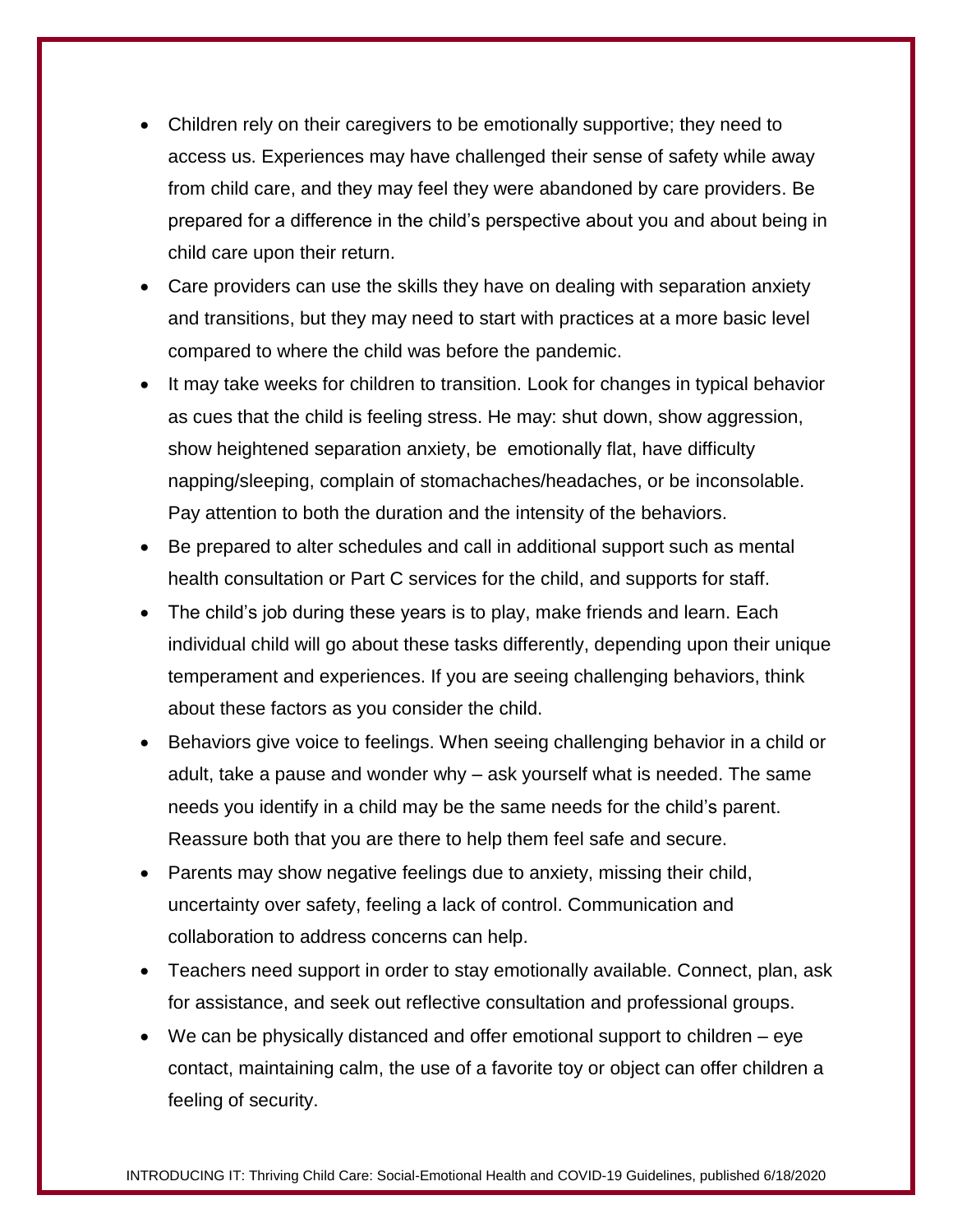- Children rely on their caregivers to be emotionally supportive; they need to access us. Experiences may have challenged their sense of safety while away from child care, and they may feel they were abandoned by care providers. Be prepared for a difference in the child's perspective about you and about being in child care upon their return.
- Care providers can use the skills they have on dealing with separation anxiety and transitions, but they may need to start with practices at a more basic level compared to where the child was before the pandemic.
- It may take weeks for children to transition. Look for changes in typical behavior as cues that the child is feeling stress. He may: shut down, show aggression, show heightened separation anxiety, be emotionally flat, have difficulty napping/sleeping, complain of stomachaches/headaches, or be inconsolable. Pay attention to both the duration and the intensity of the behaviors.
- Be prepared to alter schedules and call in additional support such as mental health consultation or Part C services for the child, and supports for staff.
- The child's job during these years is to play, make friends and learn. Each individual child will go about these tasks differently, depending upon their unique temperament and experiences. If you are seeing challenging behaviors, think about these factors as you consider the child.
- Behaviors give voice to feelings. When seeing challenging behavior in a child or adult, take a pause and wonder why – ask yourself what is needed. The same needs you identify in a child may be the same needs for the child's parent. Reassure both that you are there to help them feel safe and secure.
- Parents may show negative feelings due to anxiety, missing their child, uncertainty over safety, feeling a lack of control. Communication and collaboration to address concerns can help.
- Teachers need support in order to stay emotionally available. Connect, plan, ask for assistance, and seek out reflective consultation and professional groups.
- We can be physically distanced and offer emotional support to children – eye contact, maintaining calm, the use of a favorite toy or object can offer children a feeling of security.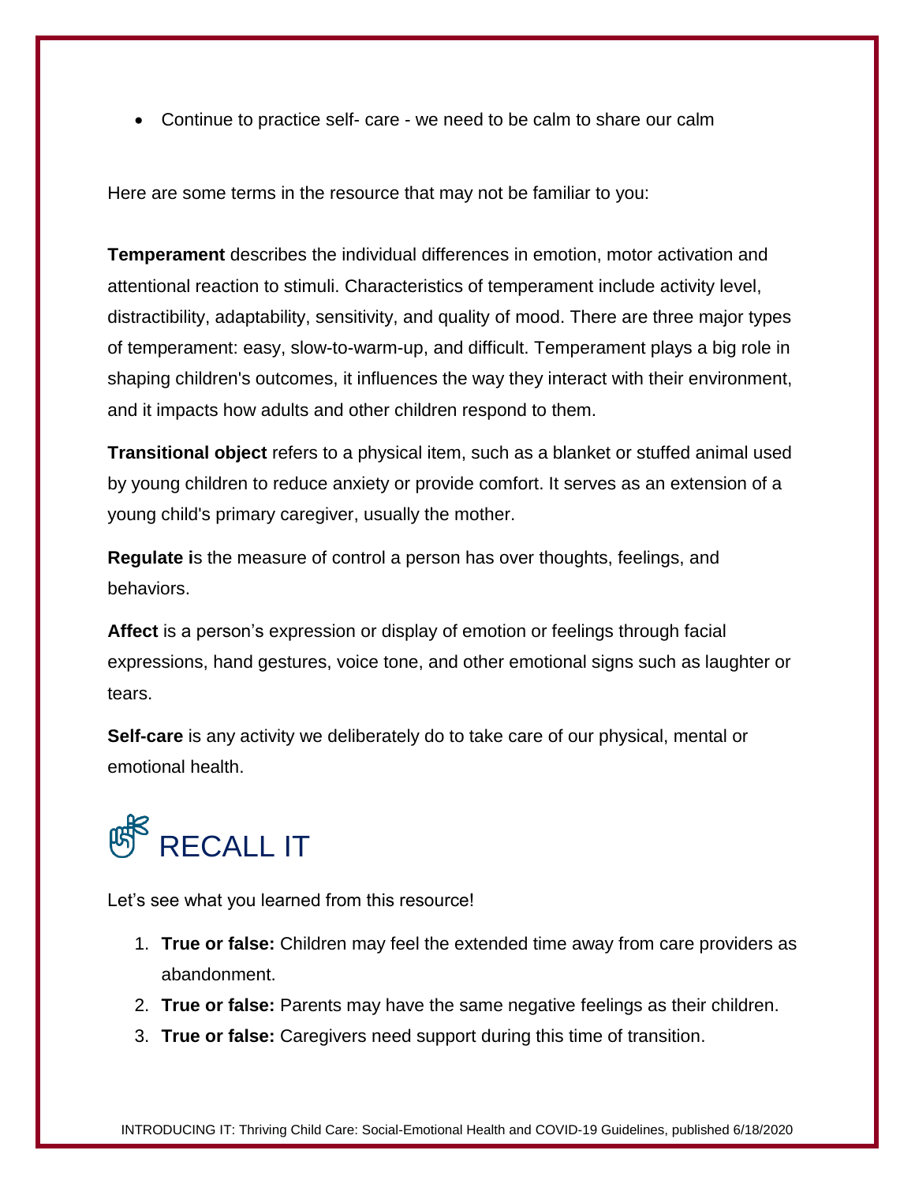- Continue to practice self- care - we need to be calm to share our calm

Here are some terms in the resource that may not be familiar to you:

**Temperament** describes the individual differences in emotion, motor activation and attentional reaction to stimuli. Characteristics of temperament include activity level, distractibility, adaptability, sensitivity, and quality of mood. There are three major types of temperament: easy, slow-to-warm-up, and difficult. Temperament plays a big role in shaping children's outcomes, it influences the way they interact with their environment, and it impacts how adults and other children respond to them.

**Transitional object** refers to a physical item, such as a blanket or stuffed animal used by young children to reduce anxiety or provide comfort. It serves as an extension of a young child's primary caregiver, usually the mother.

**Regulate i**s the measure of control a person has over thoughts, feelings, and behaviors.

**Affect** is a person's expression or display of emotion or feelings through facial expressions, hand gestures, voice tone, and other emotional signs such as laughter or tears.

**Self-care** is any activity we deliberately do to take care of our physical, mental or emotional health.

## RECALL IT

Let's see what you learned from this resource!

1. **True or false:** Children may feel the extended time away from care providers as abandonment.
2. **True or false:** Parents may have the same negative feelings as their children.
3. **True or false:** Caregivers need support during this time of transition.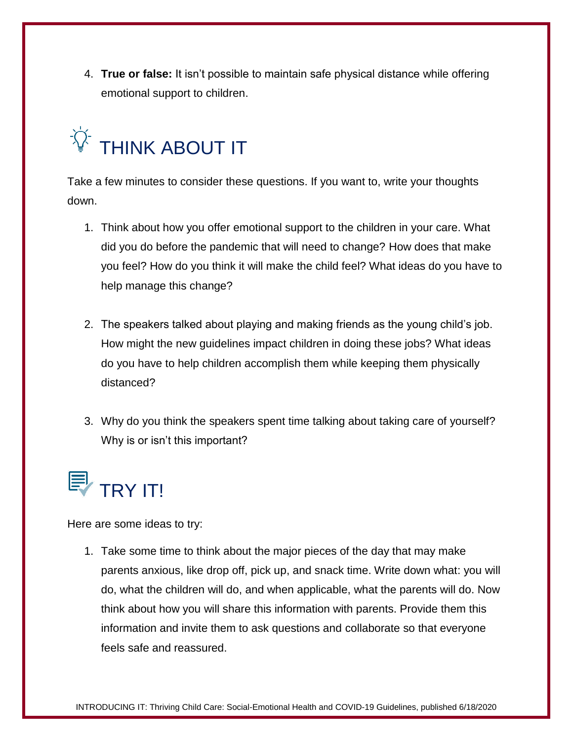4. **True or false:** It isn't possible to maintain safe physical distance while offering emotional support to children.

## THINK ABOUT IT

Take a few minutes to consider these questions. If you want to, write your thoughts down.

1. Think about how you offer emotional support to the children in your care. What did you do before the pandemic that will need to change? How does that make you feel? How do you think it will make the child feel? What ideas do you have to help manage this change?

2. The speakers talked about playing and making friends as the young child's job. How might the new guidelines impact children in doing these jobs? What ideas do you have to help children accomplish them while keeping them physically distanced?

3. Why do you think the speakers spent time talking about taking care of yourself? Why is or isn't this important?

## TRY IT!

Here are some ideas to try:

1. Take some time to think about the major pieces of the day that may make parents anxious, like drop off, pick up, and snack time. Write down what: you will do, what the children will do, and when applicable, what the parents will do. Now think about how you will share this information with parents. Provide them this information and invite them to ask questions and collaborate so that everyone feels safe and reassured.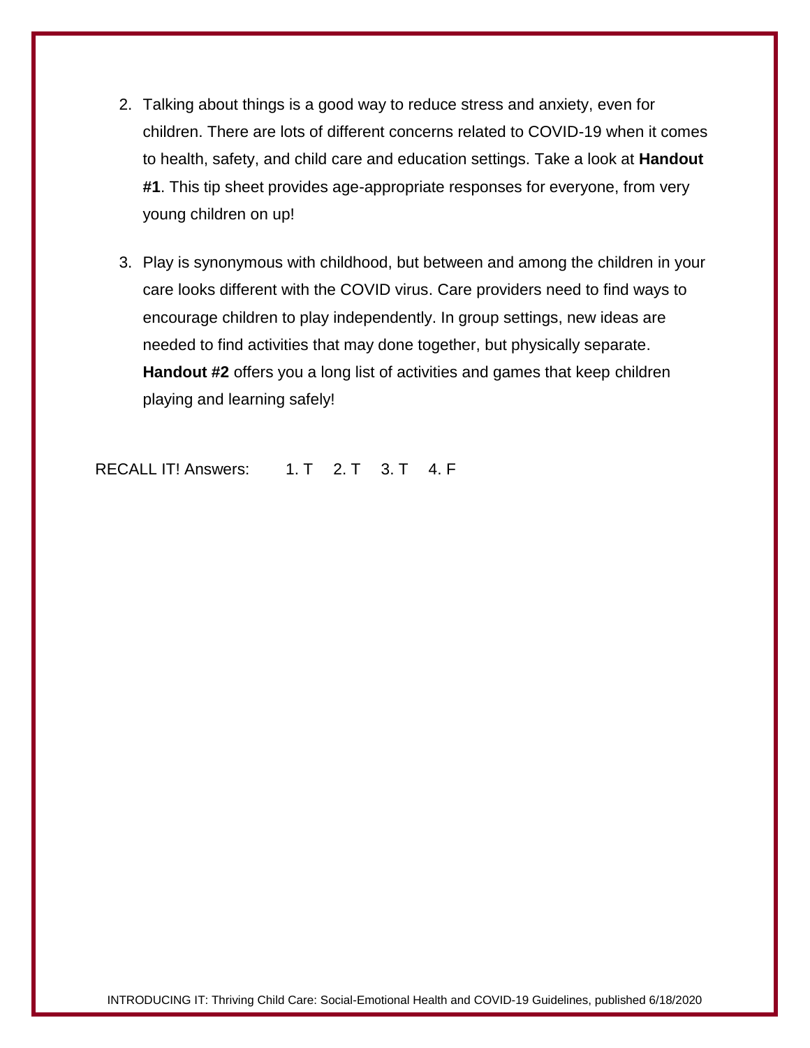2. Talking about things is a good way to reduce stress and anxiety, even for children. There are lots of different concerns related to COVID-19 when it comes to health, safety, and child care and education settings. Take a look at **Handout #1**. This tip sheet provides age-appropriate responses for everyone, from very young children on up!

3. Play is synonymous with childhood, but between and among the children in your care looks different with the COVID virus. Care providers need to find ways to encourage children to play independently. In group settings, new ideas are needed to find activities that may done together, but physically separate. **Handout #2** offers you a long list of activities and games that keep children playing and learning safely!

RECALL IT! Answers: 1. T 2. T 3. T 4. F